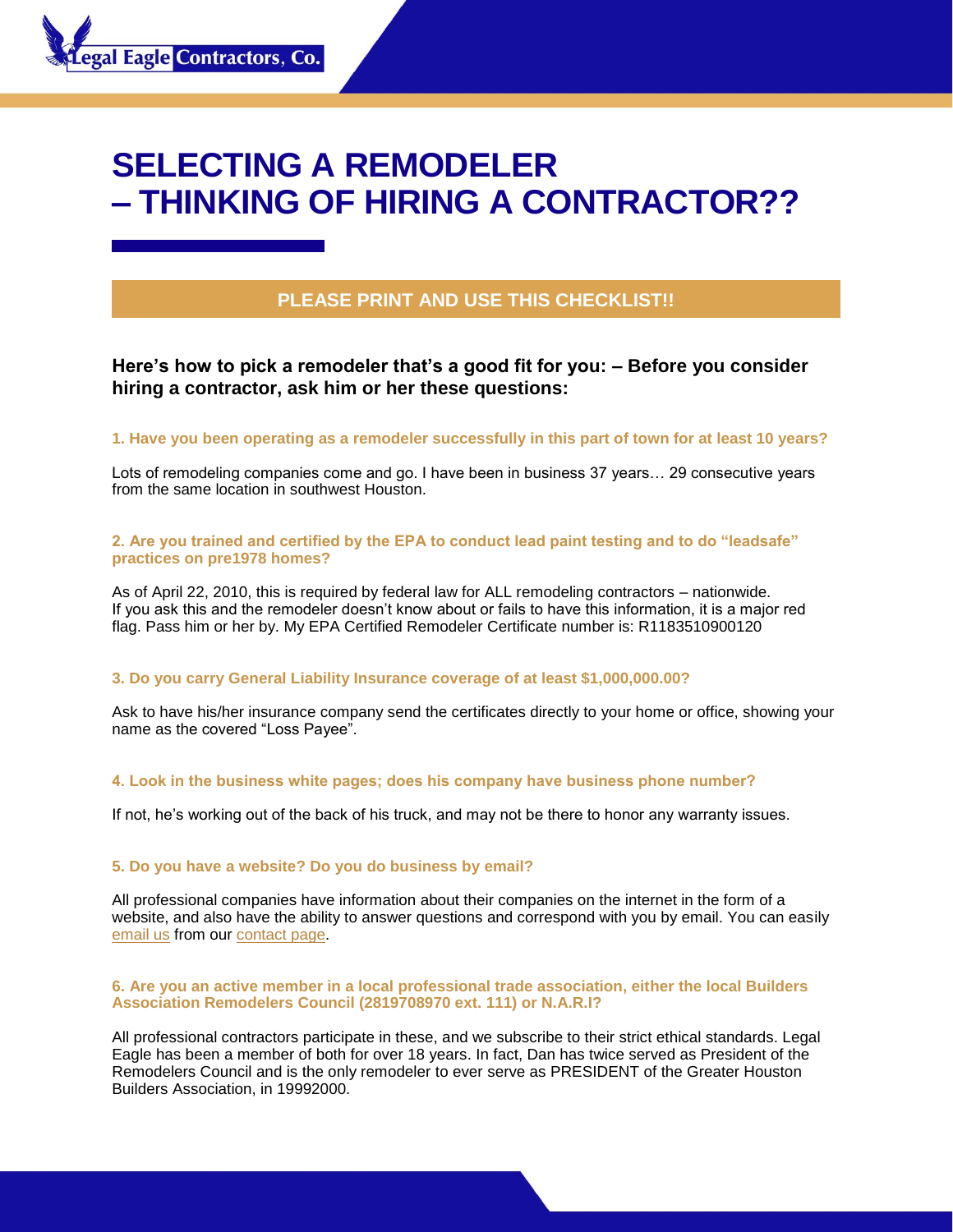# SELECTING A REMODELER – THINKING OF HIRING A CONTRACTOR??

**PLEASE PRINT AND USE THIS CHECKLIST!!**

### Here's how to pick a remodeler that's a good fit for you: – Before you consider hiring a contractor, ask him or her these questions:

**1. Have you been operating as a remodeler successfully in this part of town for at least 10 years?**

Lots of remodeling companies come and go. I have been in business 37 years… 29 consecutive years from the same location in southwest Houston.

**2. Are you trained and certified by the EPA to conduct lead paint testing and to do "leadsafe" practices on pre1978 homes?**

As of April 22, 2010, this is required by federal law for ALL remodeling contractors – nationwide. If you ask this and the remodeler doesn't know about or fails to have this information, it is a major red flag. Pass him or her by. My EPA Certified Remodeler Certificate number is: R1183510900120

**3. Do you carry General Liability Insurance coverage of at least $1,000,000.00?**

Ask to have his/her insurance company send the certificates directly to your home or office, showing your name as the covered "Loss Payee".

**4. Look in the business white pages; does his company have business phone number?**

If not, he's working out of the back of his truck, and may not be there to honor any warranty issues.

**5. Do you have a website? Do you do business by email?**

All professional companies have information about their companies on the internet in the form of a website, and also have the ability to answer questions and correspond with you by email. You can easily email us from our contact page.

**6. Are you an active member in a local professional trade association, either the local Builders Association Remodelers Council (2819708970 ext. 111) or N.A.R.I?**

All professional contractors participate in these, and we subscribe to their strict ethical standards. Legal Eagle has been a member of both for over 18 years. In fact, Dan has twice served as President of the Remodelers Council and is the only remodeler to ever serve as PRESIDENT of the Greater Houston Builders Association, in 19992000.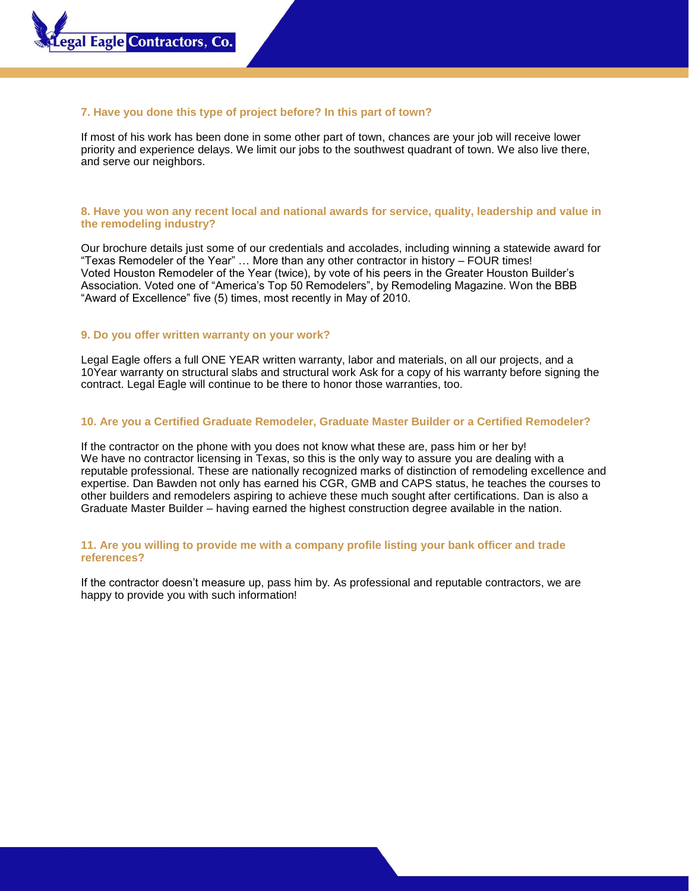### 7. Have you done this type of project before? In this part of town?

If most of his work has been done in some other part of town, chances are your job will receive lower priority and experience delays. We limit our jobs to the southwest quadrant of town. We also live there, and serve our neighbors.

### 8. Have you won any recent local and national awards for service, quality, leadership and value in the remodeling industry?

Our brochure details just some of our credentials and accolades, including winning a statewide award for "Texas Remodeler of the Year" … More than any other contractor in history – FOUR times!
Voted Houston Remodeler of the Year (twice), by vote of his peers in the Greater Houston Builder's Association. Voted one of "America's Top 50 Remodelers", by Remodeling Magazine. Won the BBB "Award of Excellence" five (5) times, most recently in May of 2010.

### 9. Do you offer written warranty on your work?

Legal Eagle offers a full ONE YEAR written warranty, labor and materials, on all our projects, and a 10Year warranty on structural slabs and structural work Ask for a copy of his warranty before signing the contract. Legal Eagle will continue to be there to honor those warranties, too.

### 10. Are you a Certified Graduate Remodeler, Graduate Master Builder or a Certified Remodeler?

If the contractor on the phone with you does not know what these are, pass him or her by!
We have no contractor licensing in Texas, so this is the only way to assure you are dealing with a reputable professional. These are nationally recognized marks of distinction of remodeling excellence and expertise. Dan Bawden not only has earned his CGR, GMB and CAPS status, he teaches the courses to other builders and remodelers aspiring to achieve these much sought after certifications. Dan is also a Graduate Master Builder – having earned the highest construction degree available in the nation.

### 11. Are you willing to provide me with a company profile listing your bank officer and trade references?

If the contractor doesn't measure up, pass him by. As professional and reputable contractors, we are happy to provide you with such information!